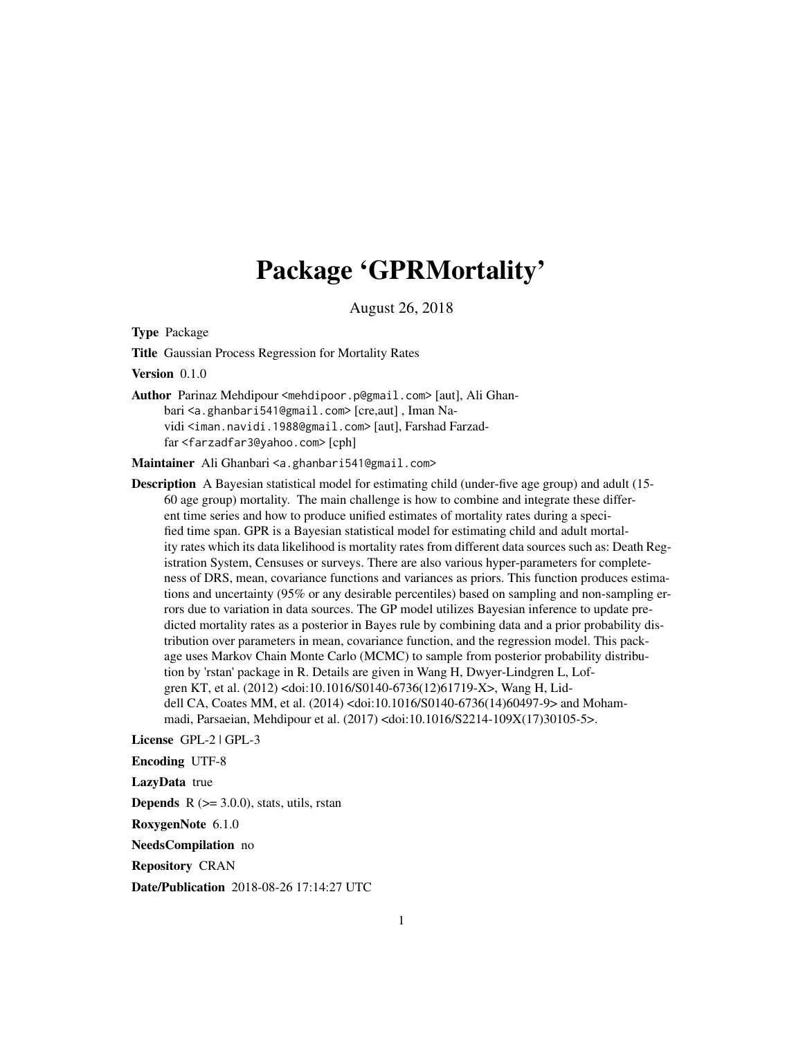# Package 'GPRMortality'

August 26, 2018

**Type** Package

**Title** Gaussian Process Regression for Mortality Rates

**Version** 0.1.0

**Author** Parinaz Mehdipour <mehdipoor.p@gmail.com> [aut], Ali Ghanbari <a.ghanbari541@gmail.com> [cre,aut] , Iman Navidi <iman.navidi.1988@gmail.com> [aut], Farshad Farzadfar <farzadfar3@yahoo.com> [cph]

**Maintainer** Ali Ghanbari <a.ghanbari541@gmail.com>

**Description** A Bayesian statistical model for estimating child (under-five age group) and adult (15-60 age group) mortality. The main challenge is how to combine and integrate these different time series and how to produce unified estimates of mortality rates during a specified time span. GPR is a Bayesian statistical model for estimating child and adult mortality rates which its data likelihood is mortality rates from different data sources such as: Death Registration System, Censuses or surveys. There are also various hyper-parameters for completeness of DRS, mean, covariance functions and variances as priors. This function produces estimations and uncertainty (95% or any desirable percentiles) based on sampling and non-sampling errors due to variation in data sources. The GP model utilizes Bayesian inference to update predicted mortality rates as a posterior in Bayes rule by combining data and a prior probability distribution over parameters in mean, covariance function, and the regression model. This package uses Markov Chain Monte Carlo (MCMC) to sample from posterior probability distribution by 'rstan' package in R. Details are given in Wang H, Dwyer-Lindgren L, Lofgren KT, et al. (2012) <doi:10.1016/S0140-6736(12)61719-X>, Wang H, Liddell CA, Coates MM, et al. (2014) <doi:10.1016/S0140-6736(14)60497-9> and Mohammadi, Parsaeian, Mehdipour et al. (2017) <doi:10.1016/S2214-109X(17)30105-5>.

**License** GPL-2 | GPL-3

**Encoding** UTF-8

**LazyData** true

**Depends** R (>= 3.0.0), stats, utils, rstan

**RoxygenNote** 6.1.0

**NeedsCompilation** no

**Repository** CRAN

**Date/Publication** 2018-08-26 17:14:27 UTC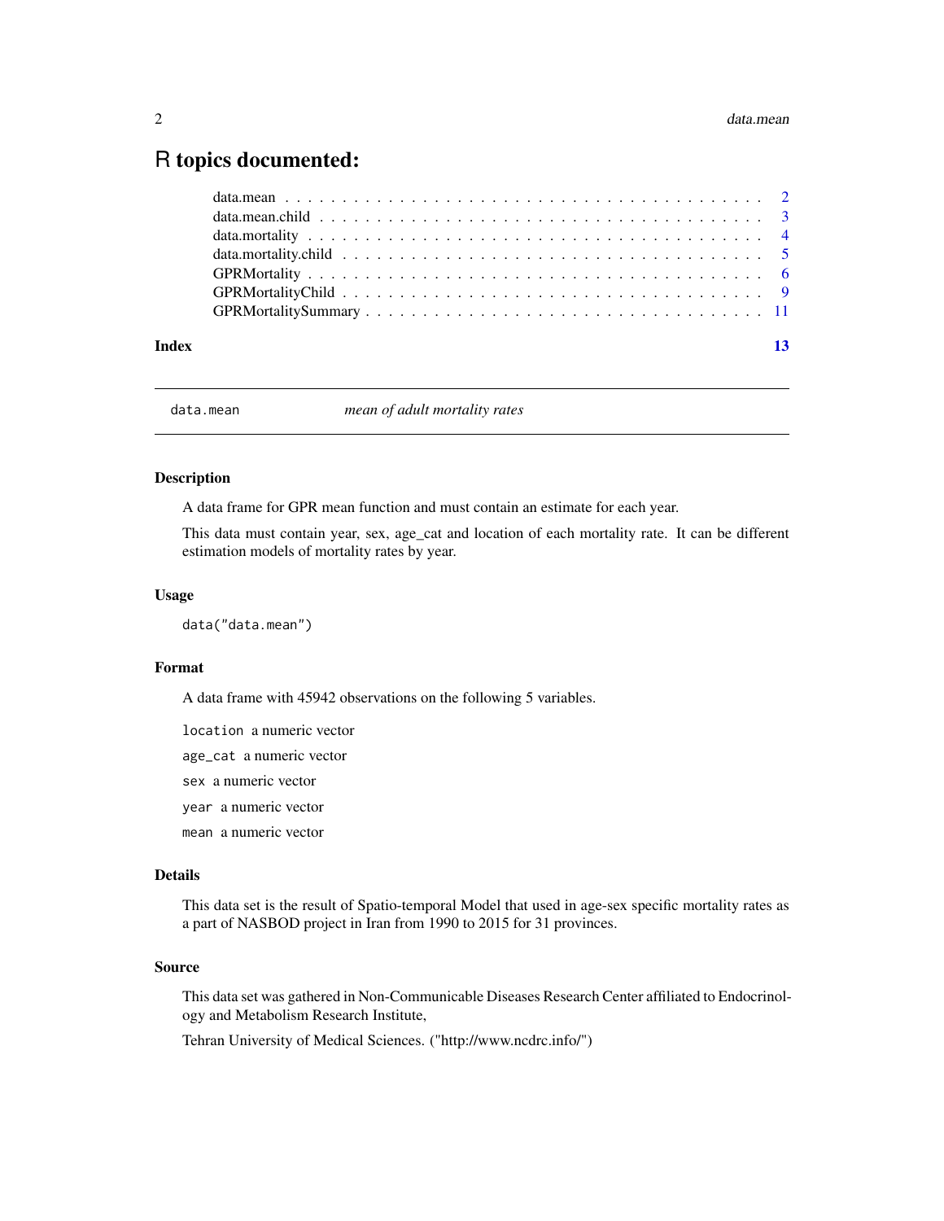# R topics documented:

| | |
|---|---|
| data.mean | 2 |
| data.mean.child | 3 |
| data.mortality | 4 |
| data.mortality.child | 5 |
| GPRMortality | 6 |
| GPRMortalityChild | 9 |
| GPRMortalitySummary | 11 |
| **Index** | **13** |

---

## data.mean — *mean of adult mortality rates*

---

### Description

A data frame for GPR mean function and must contain an estimate for each year.

This data must contain year, sex, age_cat and location of each mortality rate. It can be different estimation models of mortality rates by year.

### Usage

```
data("data.mean")
```

### Format

A data frame with 45942 observations on the following 5 variables.

`location` a numeric vector

`age_cat` a numeric vector

`sex` a numeric vector

`year` a numeric vector

`mean` a numeric vector

### Details

This data set is the result of Spatio-temporal Model that used in age-sex specific mortality rates as a part of NASBOD project in Iran from 1990 to 2015 for 31 provinces.

### Source

This data set was gathered in Non-Communicable Diseases Research Center affiliated to Endocrinology and Metabolism Research Institute,

Tehran University of Medical Sciences. ("http://www.ncdrc.info/")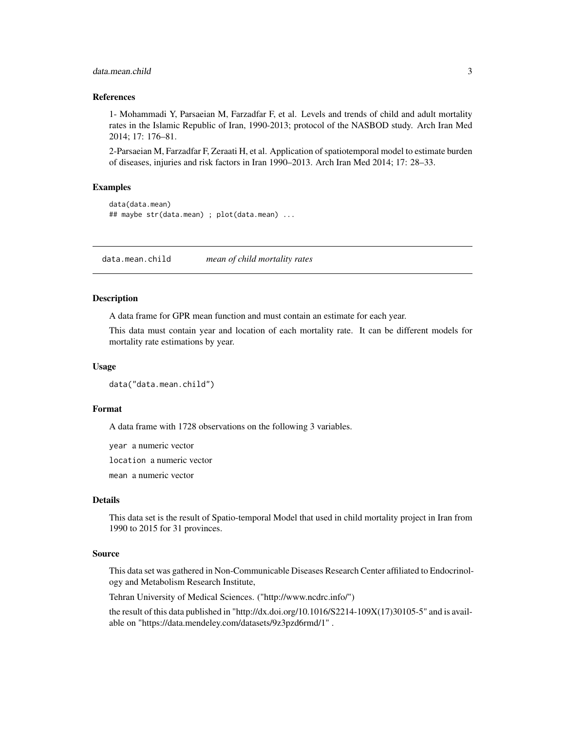### References

1- Mohammadi Y, Parsaeian M, Farzadfar F, et al. Levels and trends of child and adult mortality rates in the Islamic Republic of Iran, 1990-2013; protocol of the NASBOD study. Arch Iran Med 2014; 17: 176–81.

2-Parsaeian M, Farzadfar F, Zeraati H, et al. Application of spatiotemporal model to estimate burden of diseases, injuries and risk factors in Iran 1990–2013. Arch Iran Med 2014; 17: 28–33.

### Examples

```
data(data.mean)
## maybe str(data.mean) ; plot(data.mean) ...
```

---

## data.mean.child *mean of child mortality rates*

---

### Description

A data frame for GPR mean function and must contain an estimate for each year.

This data must contain year and location of each mortality rate. It can be different models for mortality rate estimations by year.

### Usage

```
data("data.mean.child")
```

### Format

A data frame with 1728 observations on the following 3 variables.

`year` a numeric vector

`location` a numeric vector

`mean` a numeric vector

### Details

This data set is the result of Spatio-temporal Model that used in child mortality project in Iran from 1990 to 2015 for 31 provinces.

### Source

This data set was gathered in Non-Communicable Diseases Research Center affiliated to Endocrinology and Metabolism Research Institute,

Tehran University of Medical Sciences. ("http://www.ncdrc.info/")

the result of this data published in "http://dx.doi.org/10.1016/S2214-109X(17)30105-5" and is available on "https://data.mendeley.com/datasets/9z3pzd6rmd/1" .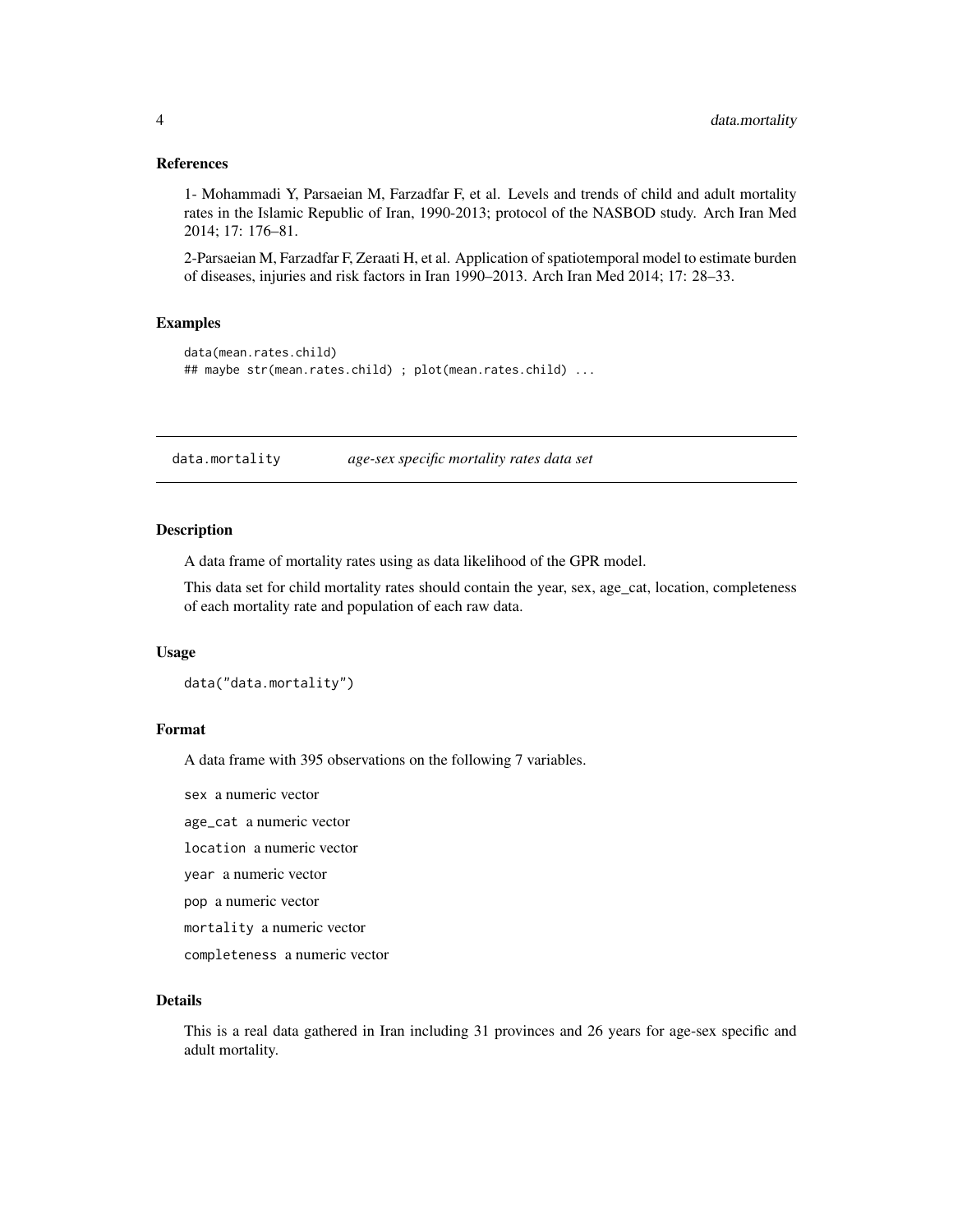### References

1- Mohammadi Y, Parsaeian M, Farzadfar F, et al. Levels and trends of child and adult mortality rates in the Islamic Republic of Iran, 1990-2013; protocol of the NASBOD study. Arch Iran Med 2014; 17: 176–81.

2-Parsaeian M, Farzadfar F, Zeraati H, et al. Application of spatiotemporal model to estimate burden of diseases, injuries and risk factors in Iran 1990–2013. Arch Iran Med 2014; 17: 28–33.

### Examples

```
data(mean.rates.child)
## maybe str(mean.rates.child) ; plot(mean.rates.child) ...
```

---

## data.mortality *age-sex specific mortality rates data set*

---

### Description

A data frame of mortality rates using as data likelihood of the GPR model.

This data set for child mortality rates should contain the year, sex, age_cat, location, completeness of each mortality rate and population of each raw data.

### Usage

```
data("data.mortality")
```

### Format

A data frame with 395 observations on the following 7 variables.

`sex` a numeric vector

`age_cat` a numeric vector

`location` a numeric vector

`year` a numeric vector

`pop` a numeric vector

`mortality` a numeric vector

`completeness` a numeric vector

### Details

This is a real data gathered in Iran including 31 provinces and 26 years for age-sex specific and adult mortality.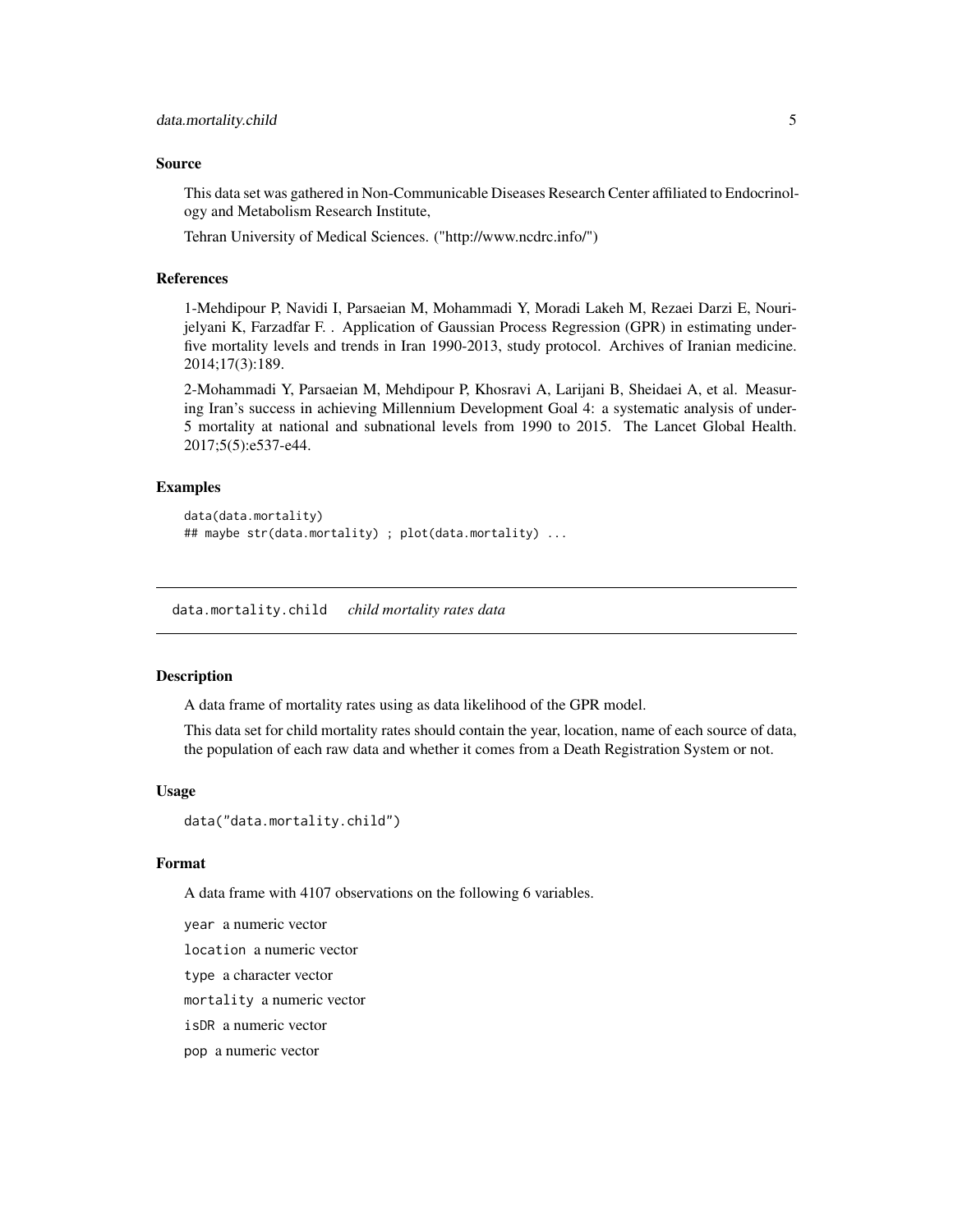### Source

This data set was gathered in Non-Communicable Diseases Research Center affiliated to Endocrinology and Metabolism Research Institute,

Tehran University of Medical Sciences. ("http://www.ncdrc.info/")

### References

1-Mehdipour P, Navidi I, Parsaeian M, Mohammadi Y, Moradi Lakeh M, Rezaei Darzi E, Nourijelyani K, Farzadfar F. . Application of Gaussian Process Regression (GPR) in estimating under-five mortality levels and trends in Iran 1990-2013, study protocol. Archives of Iranian medicine. 2014;17(3):189.

2-Mohammadi Y, Parsaeian M, Mehdipour P, Khosravi A, Larijani B, Sheidaei A, et al. Measuring Iran's success in achieving Millennium Development Goal 4: a systematic analysis of under-5 mortality at national and subnational levels from 1990 to 2015. The Lancet Global Health. 2017;5(5):e537-e44.

### Examples

```
data(data.mortality)
## maybe str(data.mortality) ; plot(data.mortality) ...
```

---

## data.mortality.child *child mortality rates data*

### Description

A data frame of mortality rates using as data likelihood of the GPR model.

This data set for child mortality rates should contain the year, location, name of each source of data, the population of each raw data and whether it comes from a Death Registration System or not.

### Usage

```
data("data.mortality.child")
```

### Format

A data frame with 4107 observations on the following 6 variables.

`year` a numeric vector

`location` a numeric vector

`type` a character vector

`mortality` a numeric vector

`isDR` a numeric vector

`pop` a numeric vector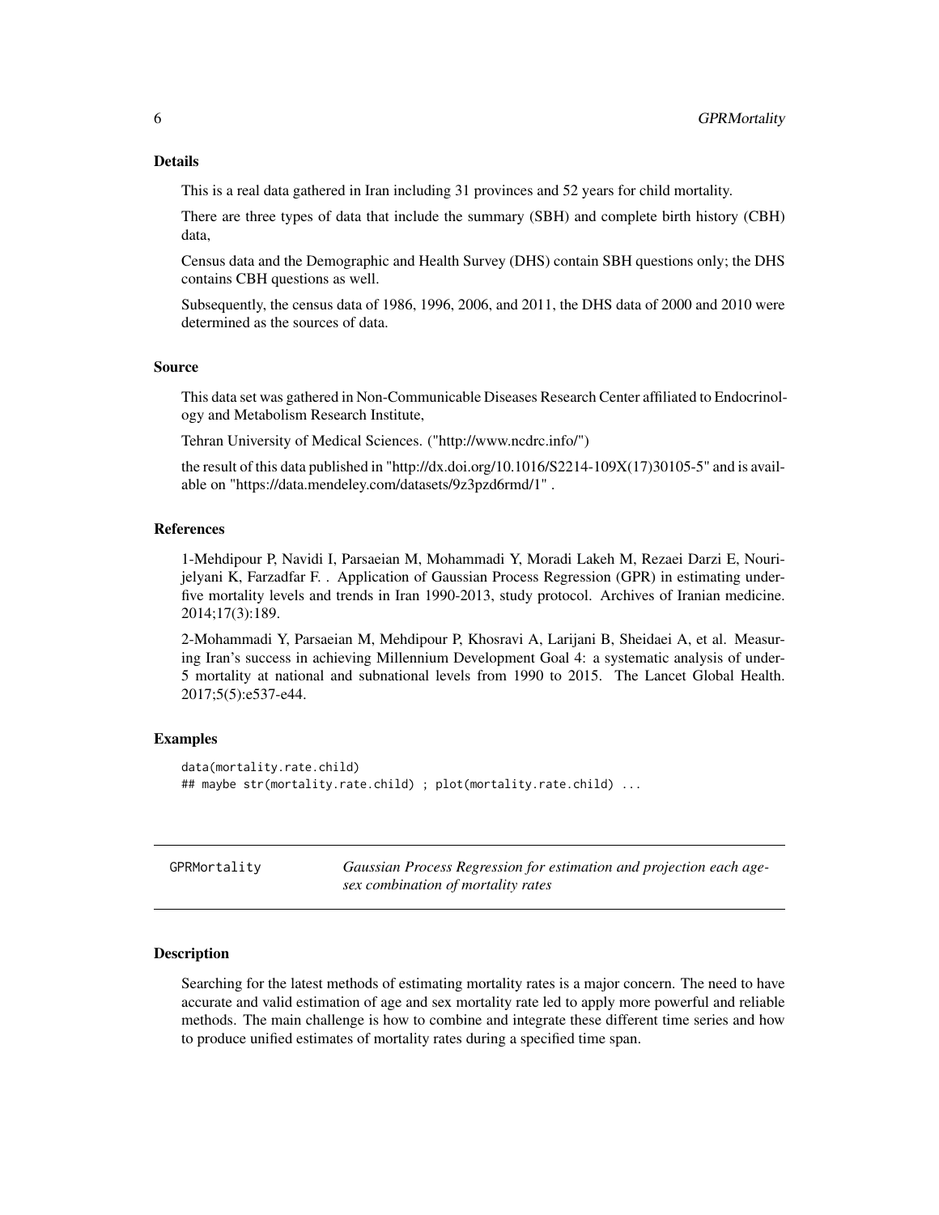### Details

This is a real data gathered in Iran including 31 provinces and 52 years for child mortality.

There are three types of data that include the summary (SBH) and complete birth history (CBH) data,

Census data and the Demographic and Health Survey (DHS) contain SBH questions only; the DHS contains CBH questions as well.

Subsequently, the census data of 1986, 1996, 2006, and 2011, the DHS data of 2000 and 2010 were determined as the sources of data.

### Source

This data set was gathered in Non-Communicable Diseases Research Center affiliated to Endocrinology and Metabolism Research Institute,

Tehran University of Medical Sciences. ("http://www.ncdrc.info/")

the result of this data published in "http://dx.doi.org/10.1016/S2214-109X(17)30105-5" and is available on "https://data.mendeley.com/datasets/9z3pzd6rmd/1" .

### References

1-Mehdipour P, Navidi I, Parsaeian M, Mohammadi Y, Moradi Lakeh M, Rezaei Darzi E, Nourijelyani K, Farzadfar F. . Application of Gaussian Process Regression (GPR) in estimating underfive mortality levels and trends in Iran 1990-2013, study protocol. Archives of Iranian medicine. 2014;17(3):189.

2-Mohammadi Y, Parsaeian M, Mehdipour P, Khosravi A, Larijani B, Sheidaei A, et al. Measuring Iran's success in achieving Millennium Development Goal 4: a systematic analysis of under-5 mortality at national and subnational levels from 1990 to 2015. The Lancet Global Health. 2017;5(5):e537-e44.

### Examples

```
data(mortality.rate.child)
## maybe str(mortality.rate.child) ; plot(mortality.rate.child) ...
```

---

## GPRMortality — *Gaussian Process Regression for estimation and projection each age-sex combination of mortality rates*

---

### Description

Searching for the latest methods of estimating mortality rates is a major concern. The need to have accurate and valid estimation of age and sex mortality rate led to apply more powerful and reliable methods. The main challenge is how to combine and integrate these different time series and how to produce unified estimates of mortality rates during a specified time span.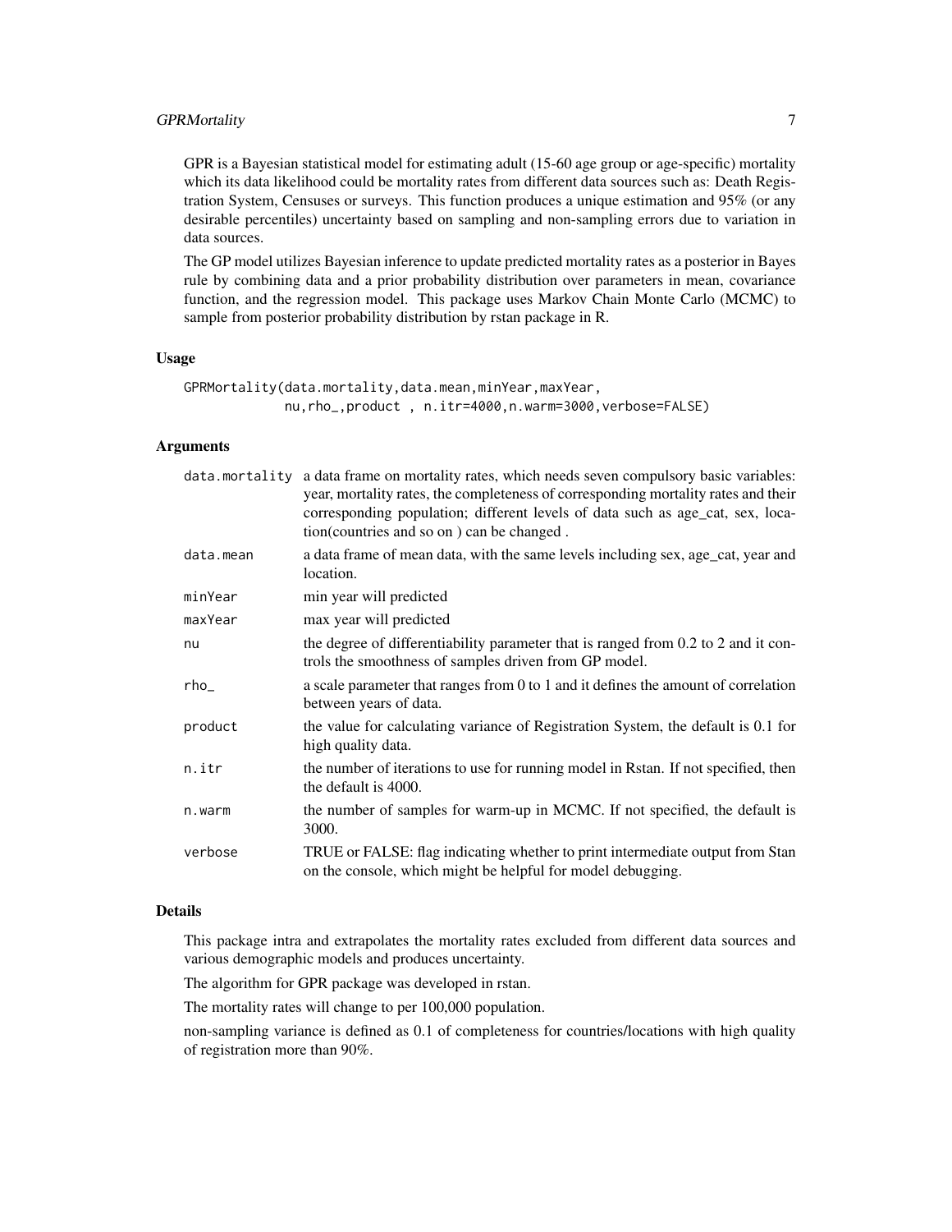GPR is a Bayesian statistical model for estimating adult (15-60 age group or age-specific) mortality which its data likelihood could be mortality rates from different data sources such as: Death Registration System, Censuses or surveys. This function produces a unique estimation and 95% (or any desirable percentiles) uncertainty based on sampling and non-sampling errors due to variation in data sources.

The GP model utilizes Bayesian inference to update predicted mortality rates as a posterior in Bayes rule by combining data and a prior probability distribution over parameters in mean, covariance function, and the regression model. This package uses Markov Chain Monte Carlo (MCMC) to sample from posterior probability distribution by rstan package in R.

### Usage

```
GPRMortality(data.mortality,data.mean,minYear,maxYear,
             nu,rho_,product , n.itr=4000,n.warm=3000,verbose=FALSE)
```

### Arguments

| | |
|---|---|
| data.mortality | a data frame on mortality rates, which needs seven compulsory basic variables: year, mortality rates, the completeness of corresponding mortality rates and their corresponding population; different levels of data such as age_cat, sex, location(countries and so on ) can be changed . |
| data.mean | a data frame of mean data, with the same levels including sex, age_cat, year and location. |
| minYear | min year will predicted |
| maxYear | max year will predicted |
| nu | the degree of differentiability parameter that is ranged from 0.2 to 2 and it controls the smoothness of samples driven from GP model. |
| rho_ | a scale parameter that ranges from 0 to 1 and it defines the amount of correlation between years of data. |
| product | the value for calculating variance of Registration System, the default is 0.1 for high quality data. |
| n.itr | the number of iterations to use for running model in Rstan. If not specified, then the default is 4000. |
| n.warm | the number of samples for warm-up in MCMC. If not specified, the default is 3000. |
| verbose | TRUE or FALSE: flag indicating whether to print intermediate output from Stan on the console, which might be helpful for model debugging. |

### Details

This package intra and extrapolates the mortality rates excluded from different data sources and various demographic models and produces uncertainty.

The algorithm for GPR package was developed in rstan.

The mortality rates will change to per 100,000 population.

non-sampling variance is defined as 0.1 of completeness for countries/locations with high quality of registration more than 90%.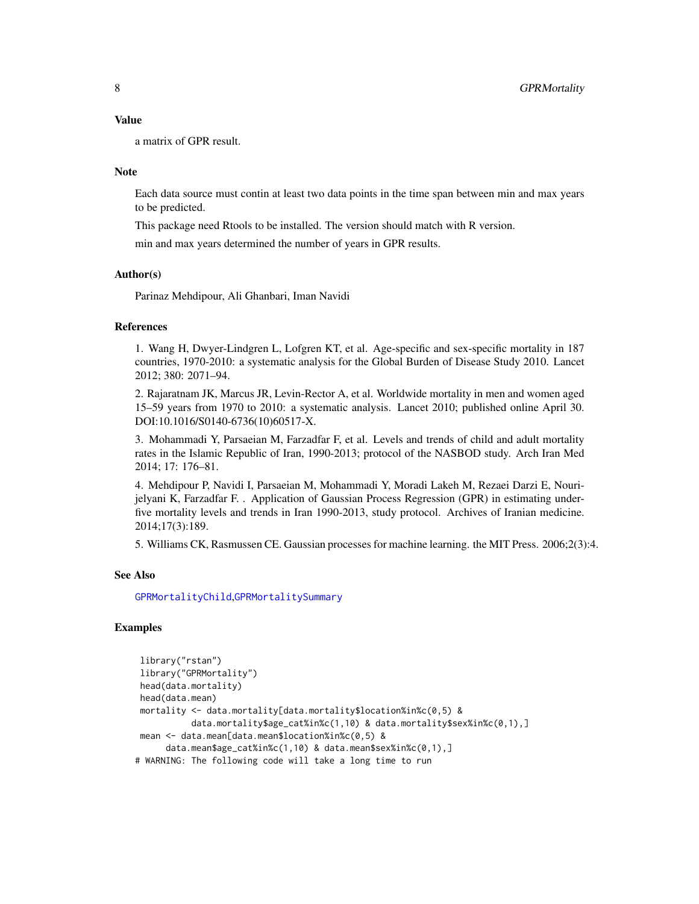### Value

a matrix of GPR result.

### Note

Each data source must contin at least two data points in the time span between min and max years to be predicted.

This package need Rtools to be installed. The version should match with R version.

min and max years determined the number of years in GPR results.

### Author(s)

Parinaz Mehdipour, Ali Ghanbari, Iman Navidi

### References

1. Wang H, Dwyer-Lindgren L, Lofgren KT, et al. Age-specific and sex-specific mortality in 187 countries, 1970-2010: a systematic analysis for the Global Burden of Disease Study 2010. Lancet 2012; 380: 2071–94.

2. Rajaratnam JK, Marcus JR, Levin-Rector A, et al. Worldwide mortality in men and women aged 15–59 years from 1970 to 2010: a systematic analysis. Lancet 2010; published online April 30. DOI:10.1016/S0140-6736(10)60517-X.

3. Mohammadi Y, Parsaeian M, Farzadfar F, et al. Levels and trends of child and adult mortality rates in the Islamic Republic of Iran, 1990-2013; protocol of the NASBOD study. Arch Iran Med 2014; 17: 176–81.

4. Mehdipour P, Navidi I, Parsaeian M, Mohammadi Y, Moradi Lakeh M, Rezaei Darzi E, Nourijelyani K, Farzadfar F. . Application of Gaussian Process Regression (GPR) in estimating under-five mortality levels and trends in Iran 1990-2013, study protocol. Archives of Iranian medicine. 2014;17(3):189.

5. Williams CK, Rasmussen CE. Gaussian processes for machine learning. the MIT Press. 2006;2(3):4.

### See Also

GPRMortalityChild, GPRMortalitySummary

### Examples

```
 library("rstan")
 library("GPRMortality")
 head(data.mortality)
 head(data.mean)
 mortality <- data.mortality[data.mortality$location%in%c(0,5) &
           data.mortality$age_cat%in%c(1,10) & data.mortality$sex%in%c(0,1),]
 mean <- data.mean[data.mean$location%in%c(0,5) &
      data.mean$age_cat%in%c(1,10) & data.mean$sex%in%c(0,1),]
# WARNING: The following code will take a long time to run
```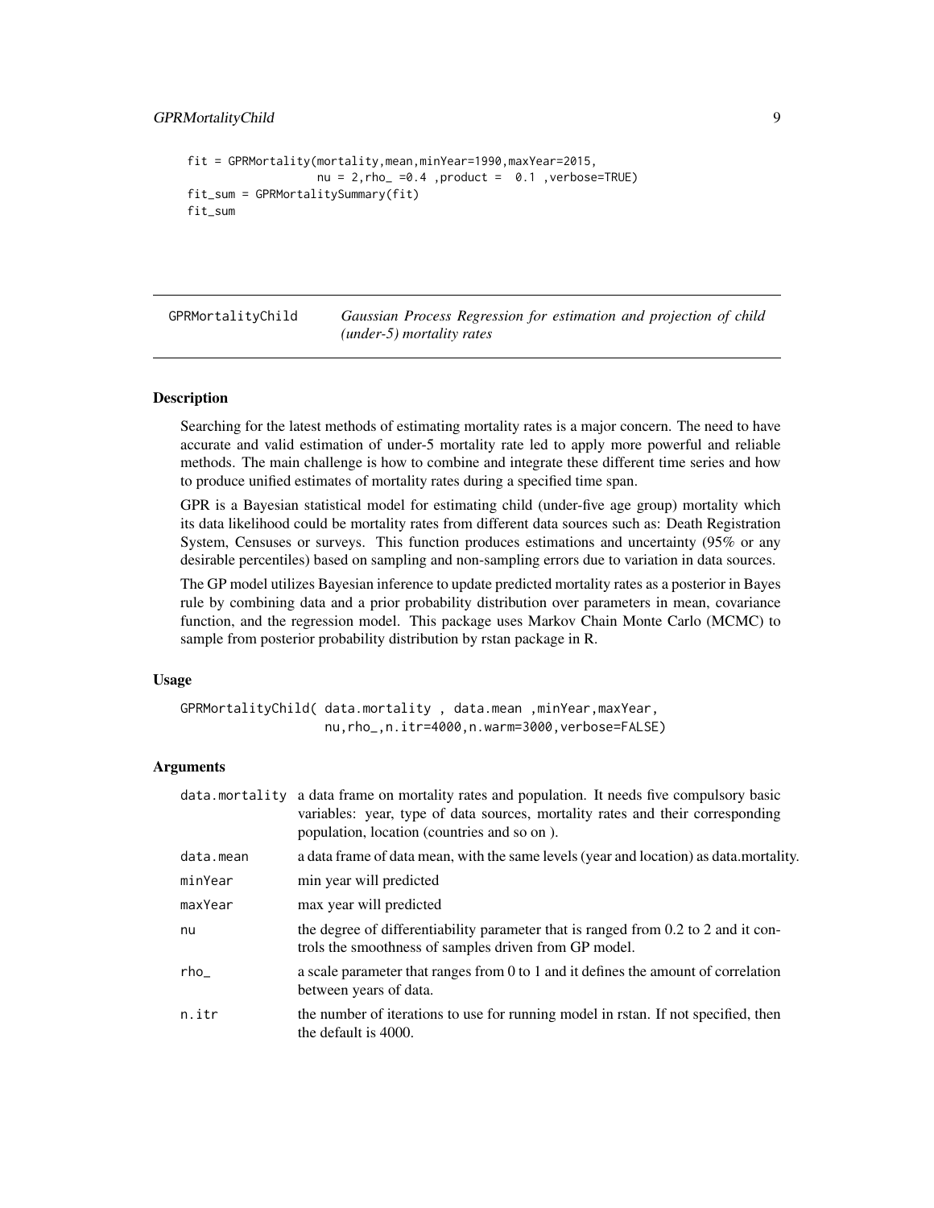```
fit = GPRMortality(mortality,mean,minYear=1990,maxYear=2015,
                   nu = 2,rho_ =0.4 ,product =  0.1 ,verbose=TRUE)
fit_sum = GPRMortalitySummary(fit)
fit_sum
```

---

## GPRMortalityChild

*Gaussian Process Regression for estimation and projection of child (under-5) mortality rates*

---

### Description

Searching for the latest methods of estimating mortality rates is a major concern. The need to have accurate and valid estimation of under-5 mortality rate led to apply more powerful and reliable methods. The main challenge is how to combine and integrate these different time series and how to produce unified estimates of mortality rates during a specified time span.

GPR is a Bayesian statistical model for estimating child (under-five age group) mortality which its data likelihood could be mortality rates from different data sources such as: Death Registration System, Censuses or surveys. This function produces estimations and uncertainty (95% or any desirable percentiles) based on sampling and non-sampling errors due to variation in data sources.

The GP model utilizes Bayesian inference to update predicted mortality rates as a posterior in Bayes rule by combining data and a prior probability distribution over parameters in mean, covariance function, and the regression model. This package uses Markov Chain Monte Carlo (MCMC) to sample from posterior probability distribution by rstan package in R.

### Usage

```
GPRMortalityChild( data.mortality , data.mean ,minYear,maxYear,
                   nu,rho_,n.itr=4000,n.warm=3000,verbose=FALSE)
```

### Arguments

| | |
|---|---|
| data.mortality | a data frame on mortality rates and population. It needs five compulsory basic variables: year, type of data sources, mortality rates and their corresponding population, location (countries and so on ). |
| data.mean | a data frame of data mean, with the same levels (year and location) as data.mortality. |
| minYear | min year will predicted |
| maxYear | max year will predicted |
| nu | the degree of differentiability parameter that is ranged from 0.2 to 2 and it controls the smoothness of samples driven from GP model. |
| rho_ | a scale parameter that ranges from 0 to 1 and it defines the amount of correlation between years of data. |
| n.itr | the number of iterations to use for running model in rstan. If not specified, then the default is 4000. |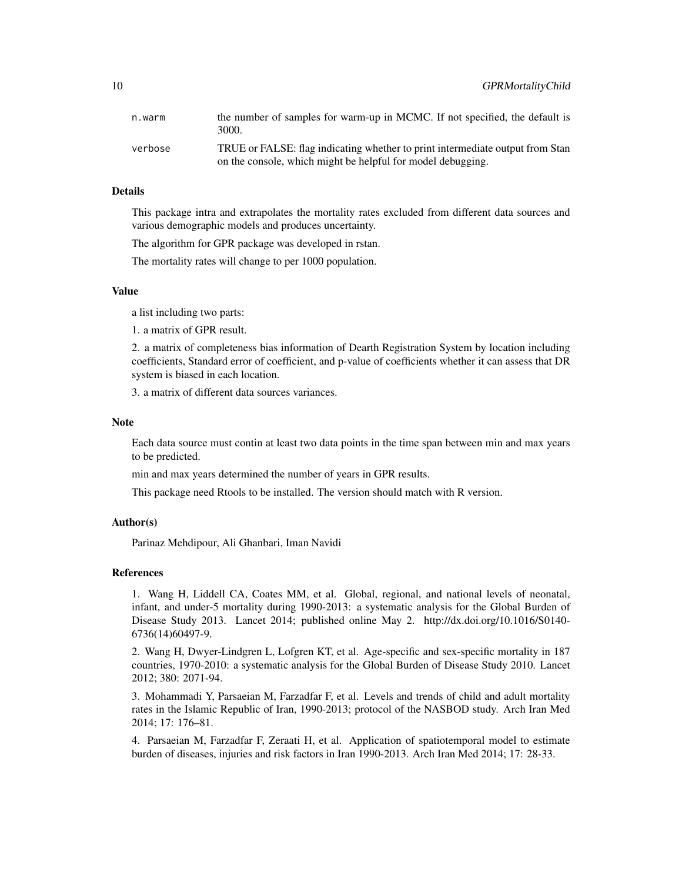| | |
|---|---|
| n.warm | the number of samples for warm-up in MCMC. If not specified, the default is 3000. |
| verbose | TRUE or FALSE: flag indicating whether to print intermediate output from Stan on the console, which might be helpful for model debugging. |

### Details

This package intra and extrapolates the mortality rates excluded from different data sources and various demographic models and produces uncertainty.

The algorithm for GPR package was developed in rstan.

The mortality rates will change to per 1000 population.

### Value

a list including two parts:

1. a matrix of GPR result.

2. a matrix of completeness bias information of Dearth Registration System by location including coefficients, Standard error of coefficient, and p-value of coefficients whether it can assess that DR system is biased in each location.

3. a matrix of different data sources variances.

### Note

Each data source must contin at least two data points in the time span between min and max years to be predicted.

min and max years determined the number of years in GPR results.

This package need Rtools to be installed. The version should match with R version.

### Author(s)

Parinaz Mehdipour, Ali Ghanbari, Iman Navidi

### References

1. Wang H, Liddell CA, Coates MM, et al. Global, regional, and national levels of neonatal, infant, and under-5 mortality during 1990-2013: a systematic analysis for the Global Burden of Disease Study 2013. Lancet 2014; published online May 2. http://dx.doi.org/10.1016/S0140-6736(14)60497-9.

2. Wang H, Dwyer-Lindgren L, Lofgren KT, et al. Age-specific and sex-specific mortality in 187 countries, 1970-2010: a systematic analysis for the Global Burden of Disease Study 2010. Lancet 2012; 380: 2071-94.

3. Mohammadi Y, Parsaeian M, Farzadfar F, et al. Levels and trends of child and adult mortality rates in the Islamic Republic of Iran, 1990-2013; protocol of the NASBOD study. Arch Iran Med 2014; 17: 176–81.

4. Parsaeian M, Farzadfar F, Zeraati H, et al. Application of spatiotemporal model to estimate burden of diseases, injuries and risk factors in Iran 1990-2013. Arch Iran Med 2014; 17: 28-33.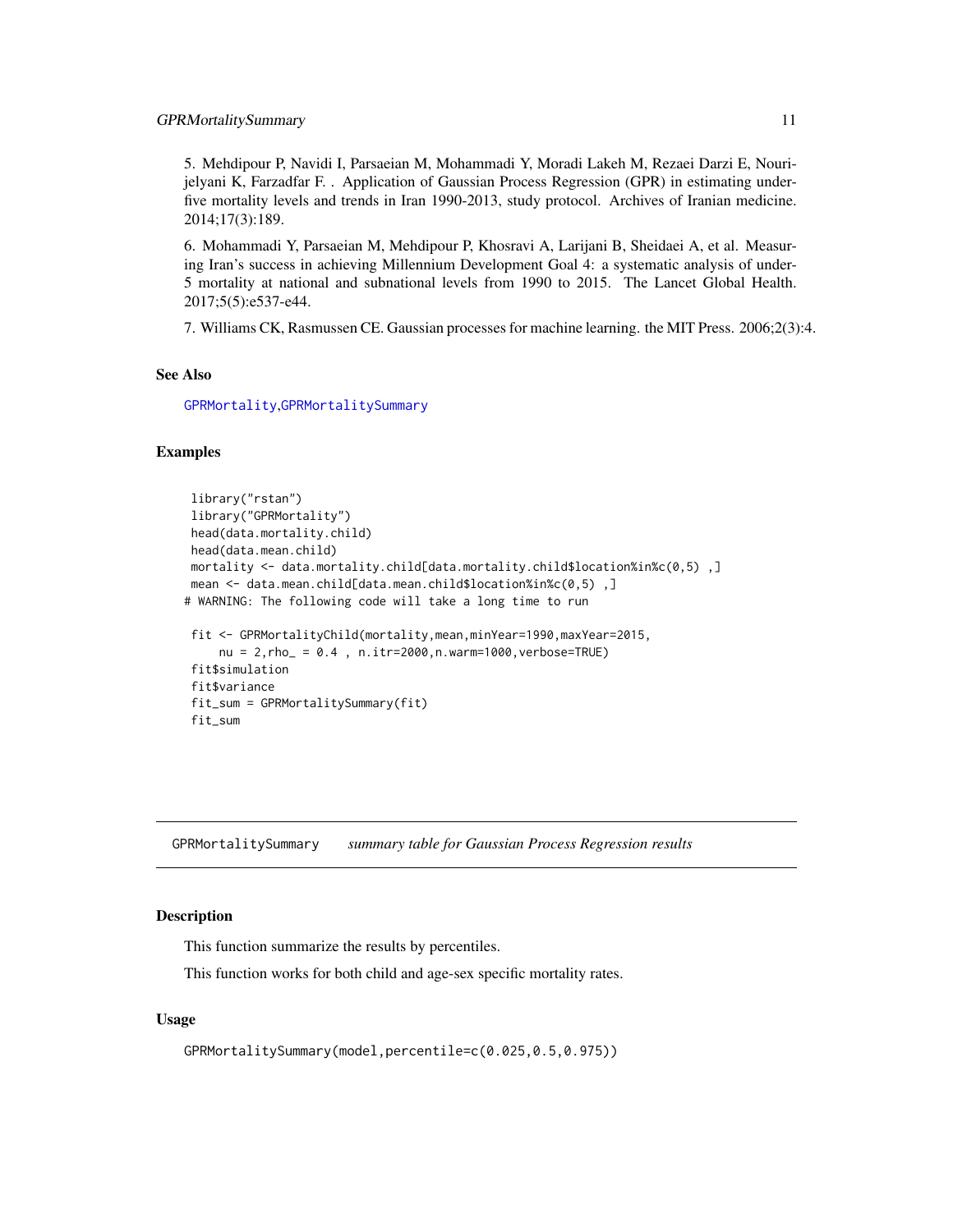5. Mehdipour P, Navidi I, Parsaeian M, Mohammadi Y, Moradi Lakeh M, Rezaei Darzi E, Nourijelyani K, Farzadfar F. . Application of Gaussian Process Regression (GPR) in estimating under-five mortality levels and trends in Iran 1990-2013, study protocol. Archives of Iranian medicine. 2014;17(3):189.

6. Mohammadi Y, Parsaeian M, Mehdipour P, Khosravi A, Larijani B, Sheidaei A, et al. Measuring Iran's success in achieving Millennium Development Goal 4: a systematic analysis of under-5 mortality at national and subnational levels from 1990 to 2015. The Lancet Global Health. 2017;5(5):e537-e44.

7. Williams CK, Rasmussen CE. Gaussian processes for machine learning. the MIT Press. 2006;2(3):4.

### See Also

GPRMortality,GPRMortalitySummary

### Examples

```
 library("rstan")
 library("GPRMortality")
 head(data.mortality.child)
 head(data.mean.child)
 mortality <- data.mortality.child[data.mortality.child$location%in%c(0,5) ,]
 mean <- data.mean.child[data.mean.child$location%in%c(0,5) ,]
# WARNING: The following code will take a long time to run

 fit <- GPRMortalityChild(mortality,mean,minYear=1990,maxYear=2015,
     nu = 2,rho_ = 0.4 , n.itr=2000,n.warm=1000,verbose=TRUE)
 fit$simulation
 fit$variance
 fit_sum = GPRMortalitySummary(fit)
 fit_sum
```

---

## GPRMortalitySummary *summary table for Gaussian Process Regression results*

### Description

This function summarize the results by percentiles.

This function works for both child and age-sex specific mortality rates.

### Usage

```
GPRMortalitySummary(model,percentile=c(0.025,0.5,0.975))
```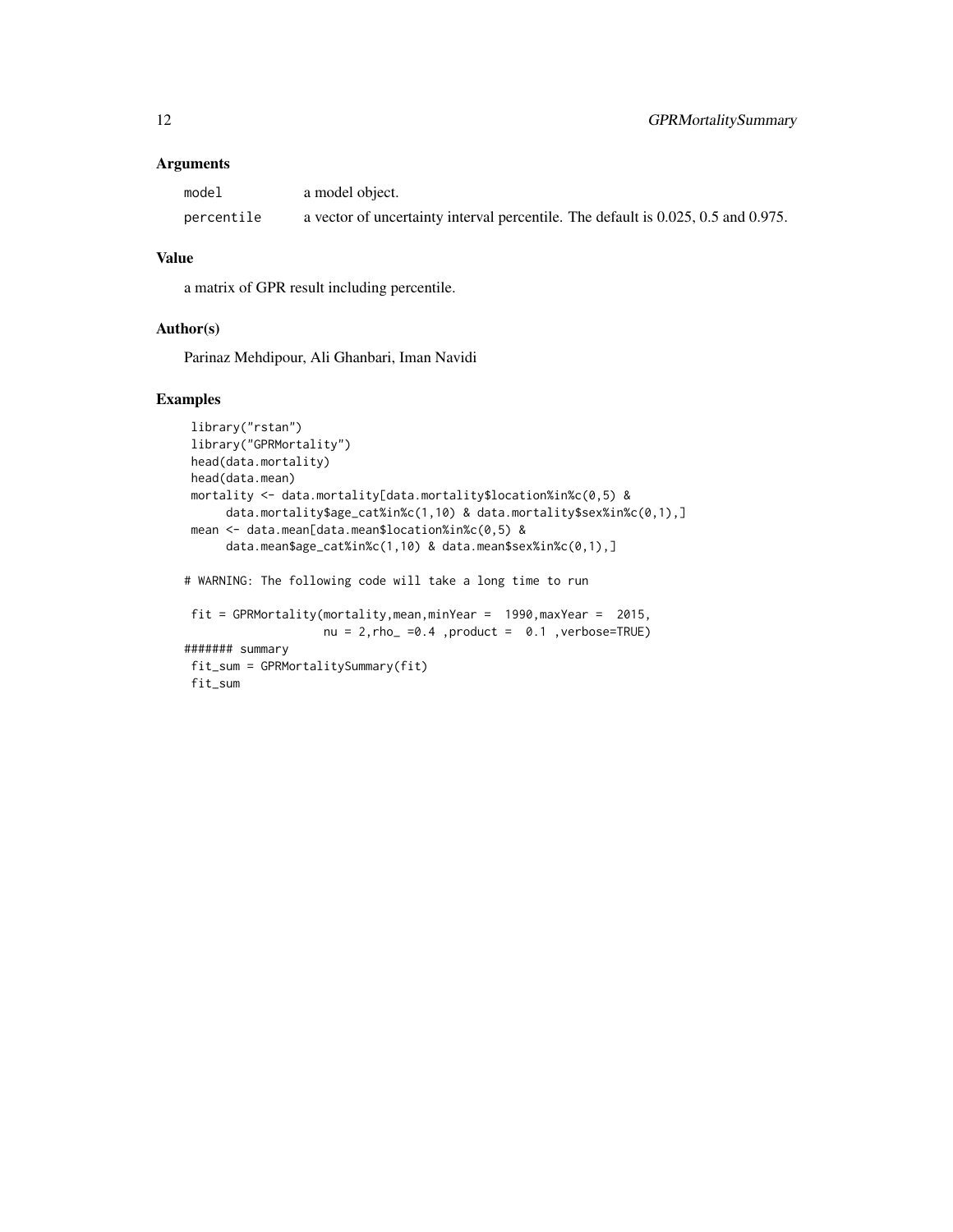### Arguments

| | |
|---|---|
| `model` | a model object. |
| `percentile` | a vector of uncertainty interval percentile. The default is 0.025, 0.5 and 0.975. |

### Value

a matrix of GPR result including percentile.

### Author(s)

Parinaz Mehdipour, Ali Ghanbari, Iman Navidi

### Examples

```
 library("rstan")
 library("GPRMortality")
 head(data.mortality)
 head(data.mean)
 mortality <- data.mortality[data.mortality$location%in%c(0,5) &
      data.mortality$age_cat%in%c(1,10) & data.mortality$sex%in%c(0,1),]
 mean <- data.mean[data.mean$location%in%c(0,5) &
      data.mean$age_cat%in%c(1,10) & data.mean$sex%in%c(0,1),]

# WARNING: The following code will take a long time to run

 fit = GPRMortality(mortality,mean,minYear =  1990,maxYear =  2015,
                    nu = 2,rho_ =0.4 ,product =  0.1 ,verbose=TRUE)
####### summary
 fit_sum = GPRMortalitySummary(fit)
 fit_sum
```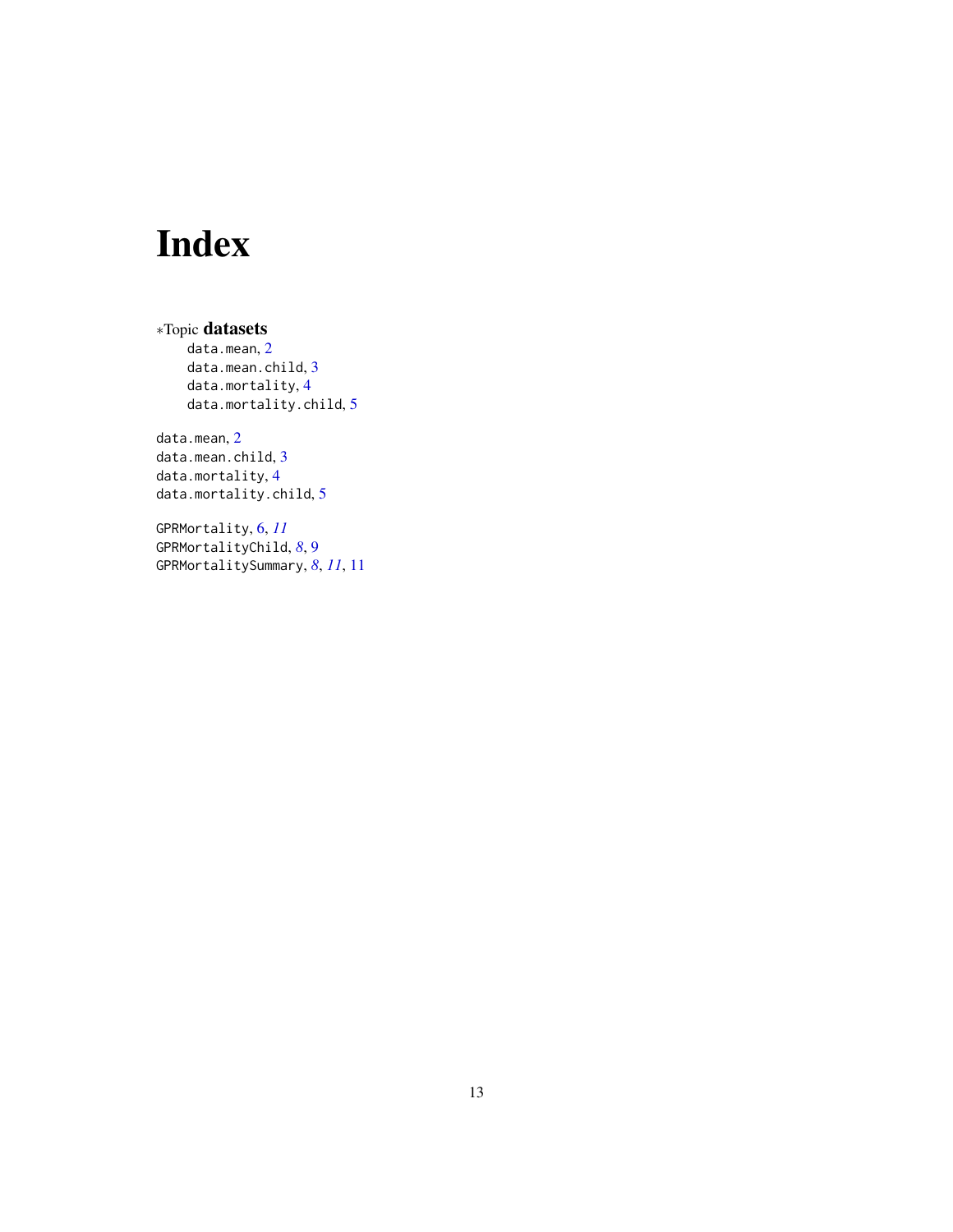# Index

*Topic **datasets**

- data.mean, 2
- data.mean.child, 3
- data.mortality, 4
- data.mortality.child, 5

data.mean, 2
data.mean.child, 3
data.mortality, 4
data.mortality.child, 5

GPRMortality, 6, *11*
GPRMortalityChild, *8*, 9
GPRMortalitySummary, *8*, *11*, 11